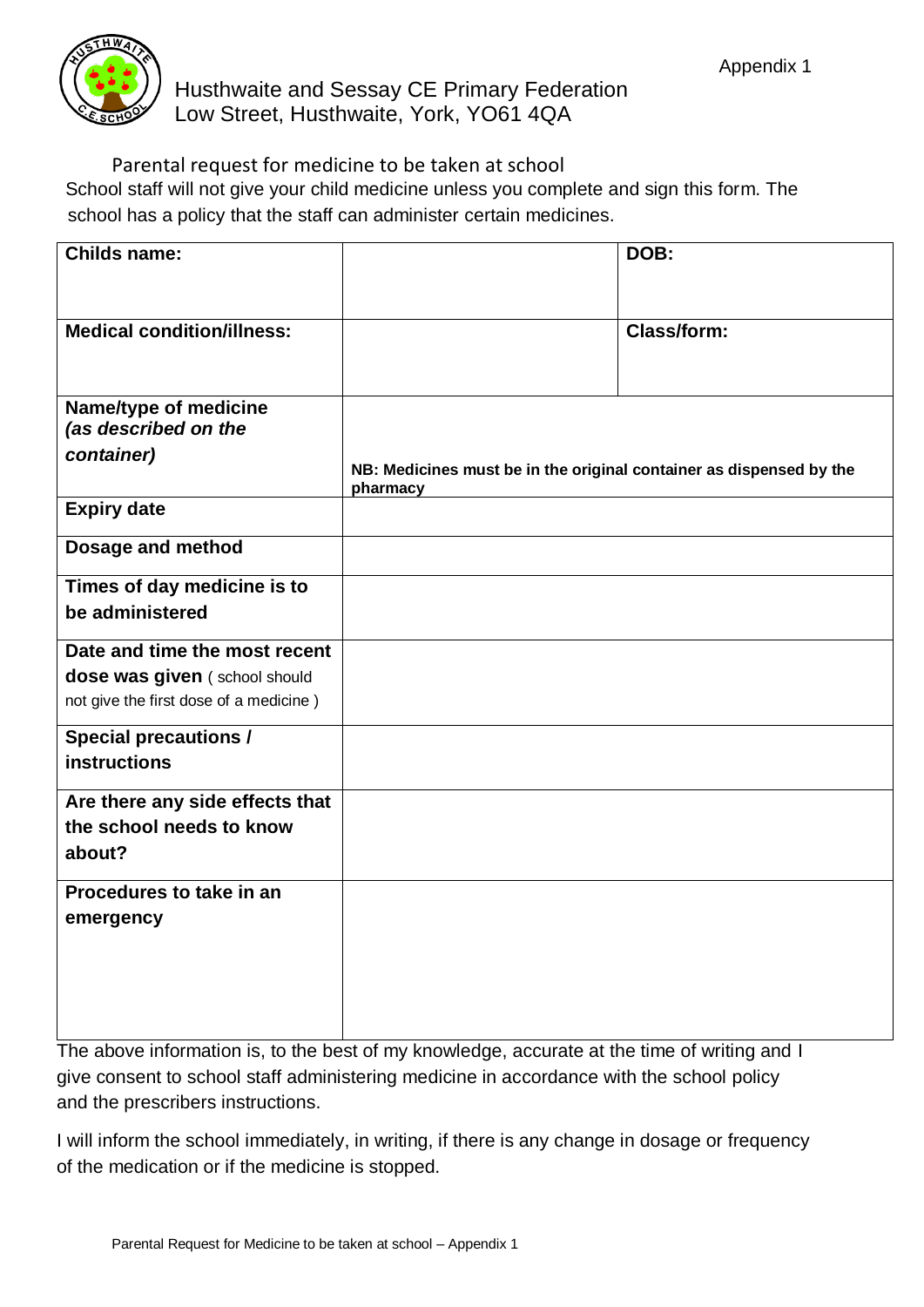Appendix 1

# Husthwaite and Sessay CE Primary Federation

Low Street, Husthwaite, York, YO61 4QA

## Parental request for medicine to be taken at school

School staff will not give your child medicine unless you complete and sign this form. The school has a policy that the staff can administer certain medicines.

| **Childs name:** | | **DOB:** | |
|---|---|---|---|
| **Medical condition/illness:** | | **Class/form:** | |
| **Name/type of medicine *(as described on the container)*** | **NB: Medicines must be in the original container as dispensed by the pharmacy** | | |
| **Expiry date** | | | |
| **Dosage and method** | | | |
| **Times of day medicine is to be administered** | | | |
| **Date and time the most recent dose was given** ( school should not give the first dose of a medicine ) | | | |
| **Special precautions / instructions** | | | |
| **Are there any side effects that the school needs to know about?** | | | |
| **Procedures to take in an emergency** | | | |

The above information is, to the best of my knowledge, accurate at the time of writing and I give consent to school staff administering medicine in accordance with the school policy and the prescribers instructions.

I will inform the school immediately, in writing, if there is any change in dosage or frequency of the medication or if the medicine is stopped.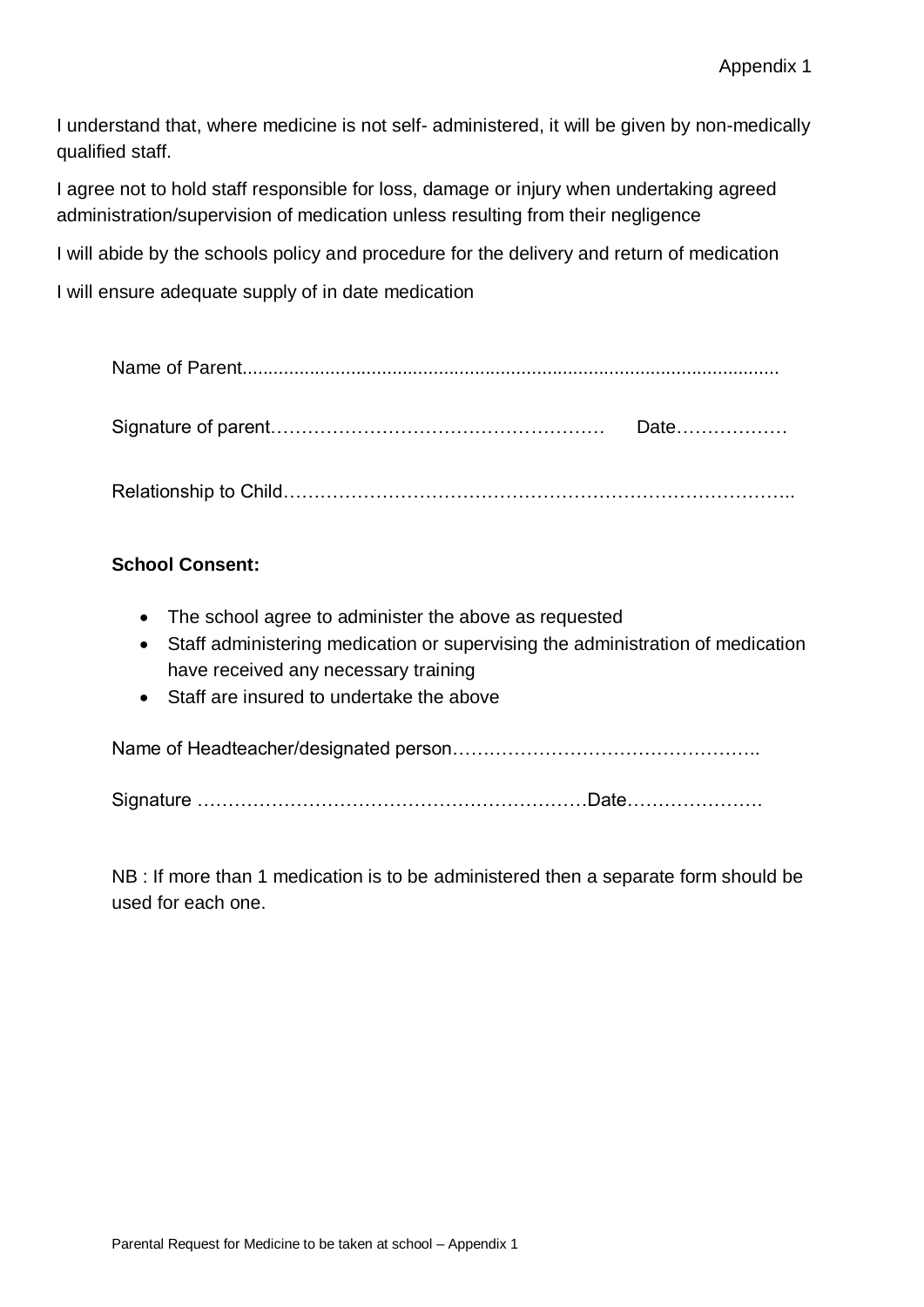I understand that, where medicine is not self- administered, it will be given by non-medically qualified staff.

I agree not to hold staff responsible for loss, damage or injury when undertaking agreed administration/supervision of medication unless resulting from their negligence

I will abide by the schools policy and procedure for the delivery and return of medication

I will ensure adequate supply of in date medication

Name of Parent......................................................................................................

Signature of parent……………………………………………… Date………………

Relationship to Child………………………………………………………………………..

**School Consent:**

- The school agree to administer the above as requested
- Staff administering medication or supervising the administration of medication have received any necessary training
- Staff are insured to undertake the above

Name of Headteacher/designated person…………………………………………..

Signature ………………………………………………………Date………………….

NB : If more than 1 medication is to be administered then a separate form should be used for each one.